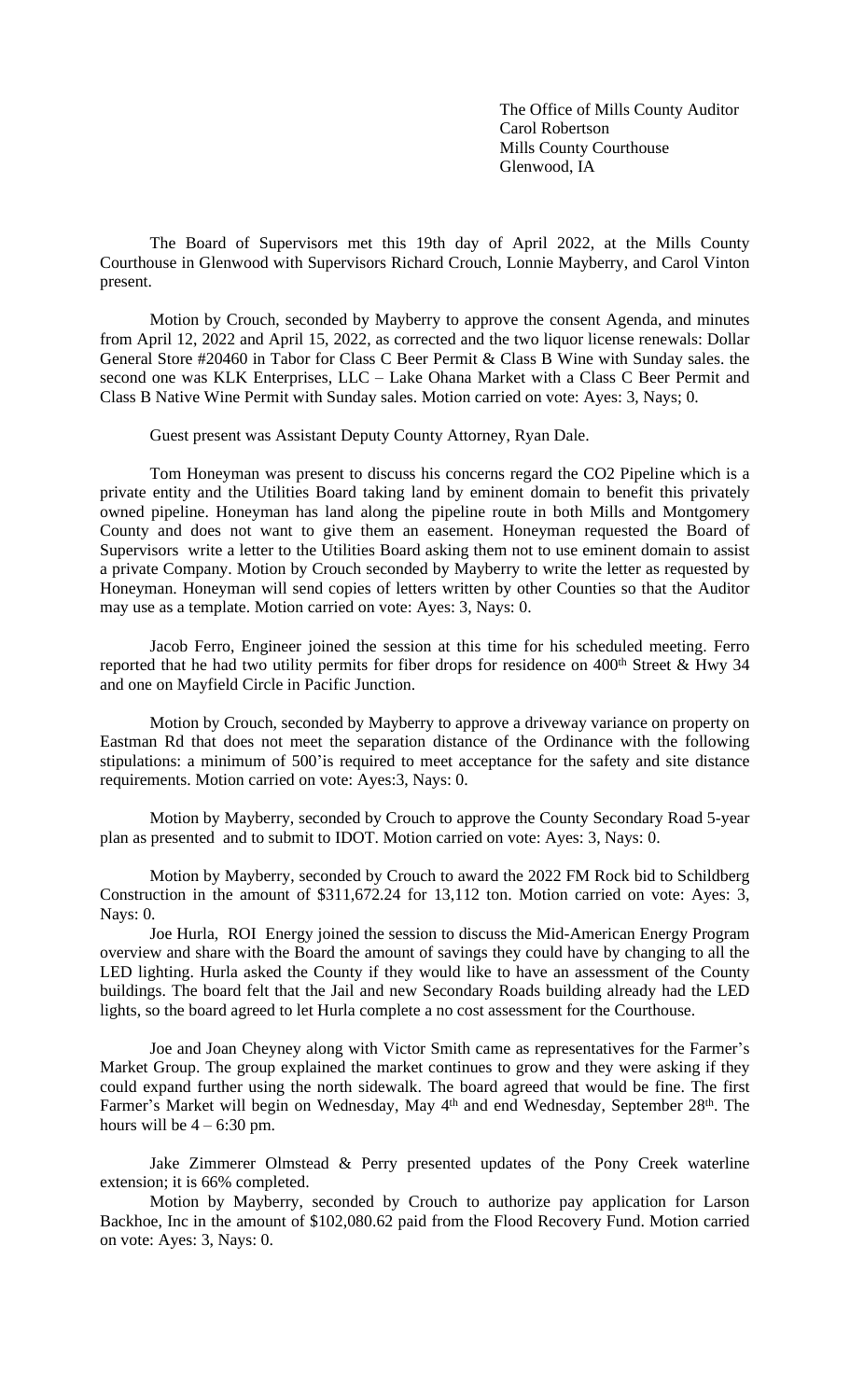The Office of Mills County Auditor
Carol Robertson
Mills County Courthouse
Glenwood, IA

The Board of Supervisors met this 19th day of April 2022, at the Mills County Courthouse in Glenwood with Supervisors Richard Crouch, Lonnie Mayberry, and Carol Vinton present.

Motion by Crouch, seconded by Mayberry to approve the consent Agenda, and minutes from April 12, 2022 and April 15, 2022, as corrected and the two liquor license renewals: Dollar General Store #20460 in Tabor for Class C Beer Permit & Class B Wine with Sunday sales. the second one was KLK Enterprises, LLC – Lake Ohana Market with a Class C Beer Permit and Class B Native Wine Permit with Sunday sales. Motion carried on vote: Ayes: 3, Nays; 0.

Guest present was Assistant Deputy County Attorney, Ryan Dale.

Tom Honeyman was present to discuss his concerns regard the $CO_2$ Pipeline which is a private entity and the Utilities Board taking land by eminent domain to benefit this privately owned pipeline. Honeyman has land along the pipeline route in both Mills and Montgomery County and does not want to give them an easement. Honeyman requested the Board of Supervisors write a letter to the Utilities Board asking them not to use eminent domain to assist a private Company. Motion by Crouch seconded by Mayberry to write the letter as requested by Honeyman. Honeyman will send copies of letters written by other Counties so that the Auditor may use as a template. Motion carried on vote: Ayes: 3, Nays: 0.

Jacob Ferro, Engineer joined the session at this time for his scheduled meeting. Ferro reported that he had two utility permits for fiber drops for residence on 400th Street & Hwy 34 and one on Mayfield Circle in Pacific Junction.

Motion by Crouch, seconded by Mayberry to approve a driveway variance on property on Eastman Rd that does not meet the separation distance of the Ordinance with the following stipulations: a minimum of 500'is required to meet acceptance for the safety and site distance requirements. Motion carried on vote: Ayes:3, Nays: 0.

Motion by Mayberry, seconded by Crouch to approve the County Secondary Road 5-year plan as presented and to submit to IDOT. Motion carried on vote: Ayes: 3, Nays: 0.

Motion by Mayberry, seconded by Crouch to award the 2022 FM Rock bid to Schildberg Construction in the amount of $311,672.24 for 13,112 ton. Motion carried on vote: Ayes: 3, Nays: 0.

Joe Hurla, ROI Energy joined the session to discuss the Mid-American Energy Program overview and share with the Board the amount of savings they could have by changing to all the LED lighting. Hurla asked the County if they would like to have an assessment of the County buildings. The board felt that the Jail and new Secondary Roads building already had the LED lights, so the board agreed to let Hurla complete a no cost assessment for the Courthouse.

Joe and Joan Cheyney along with Victor Smith came as representatives for the Farmer's Market Group. The group explained the market continues to grow and they were asking if they could expand further using the north sidewalk. The board agreed that would be fine. The first Farmer's Market will begin on Wednesday, May 4th and end Wednesday, September 28th. The hours will be 4 – 6:30 pm.

Jake Zimmerer Olmstead & Perry presented updates of the Pony Creek waterline extension; it is 66% completed.

Motion by Mayberry, seconded by Crouch to authorize pay application for Larson Backhoe, Inc in the amount of $102,080.62 paid from the Flood Recovery Fund. Motion carried on vote: Ayes: 3, Nays: 0.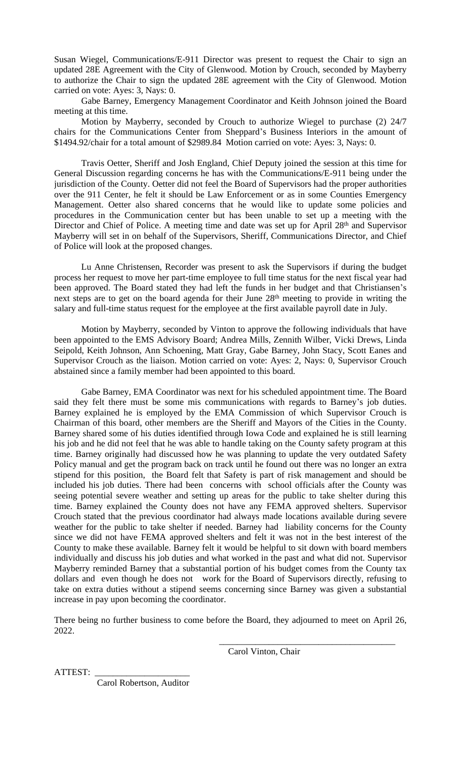Susan Wiegel, Communications/E-911 Director was present to request the Chair to sign an updated 28E Agreement with the City of Glenwood. Motion by Crouch, seconded by Mayberry to authorize the Chair to sign the updated 28E agreement with the City of Glenwood. Motion carried on vote: Ayes: 3, Nays: 0.

Gabe Barney, Emergency Management Coordinator and Keith Johnson joined the Board meeting at this time.

Motion by Mayberry, seconded by Crouch to authorize Wiegel to purchase (2) 24/7 chairs for the Communications Center from Sheppard's Business Interiors in the amount of \$1494.92/chair for a total amount of \$2989.84 Motion carried on vote: Ayes: 3, Nays: 0.

Travis Oetter, Sheriff and Josh England, Chief Deputy joined the session at this time for General Discussion regarding concerns he has with the Communications/E-911 being under the jurisdiction of the County. Oetter did not feel the Board of Supervisors had the proper authorities over the 911 Center, he felt it should be Law Enforcement or as in some Counties Emergency Management. Oetter also shared concerns that he would like to update some policies and procedures in the Communication center but has been unable to set up a meeting with the Director and Chief of Police. A meeting time and date was set up for April 28th and Supervisor Mayberry will set in on behalf of the Supervisors, Sheriff, Communications Director, and Chief of Police will look at the proposed changes.

Lu Anne Christensen, Recorder was present to ask the Supervisors if during the budget process her request to move her part-time employee to full time status for the next fiscal year had been approved. The Board stated they had left the funds in her budget and that Christiansen's next steps are to get on the board agenda for their June 28th meeting to provide in writing the salary and full-time status request for the employee at the first available payroll date in July.

Motion by Mayberry, seconded by Vinton to approve the following individuals that have been appointed to the EMS Advisory Board; Andrea Mills, Zennith Wilber, Vicki Drews, Linda Seipold, Keith Johnson, Ann Schoening, Matt Gray, Gabe Barney, John Stacy, Scott Eanes and Supervisor Crouch as the liaison. Motion carried on vote: Ayes: 2, Nays: 0, Supervisor Crouch abstained since a family member had been appointed to this board.

Gabe Barney, EMA Coordinator was next for his scheduled appointment time. The Board said they felt there must be some mis communications with regards to Barney's job duties. Barney explained he is employed by the EMA Commission of which Supervisor Crouch is Chairman of this board, other members are the Sheriff and Mayors of the Cities in the County. Barney shared some of his duties identified through Iowa Code and explained he is still learning his job and he did not feel that he was able to handle taking on the County safety program at this time. Barney originally had discussed how he was planning to update the very outdated Safety Policy manual and get the program back on track until he found out there was no longer an extra stipend for this position, the Board felt that Safety is part of risk management and should be included his job duties. There had been concerns with school officials after the County was seeing potential severe weather and setting up areas for the public to take shelter during this time. Barney explained the County does not have any FEMA approved shelters. Supervisor Crouch stated that the previous coordinator had always made locations available during severe weather for the public to take shelter if needed. Barney had liability concerns for the County since we did not have FEMA approved shelters and felt it was not in the best interest of the County to make these available. Barney felt it would be helpful to sit down with board members individually and discuss his job duties and what worked in the past and what did not. Supervisor Mayberry reminded Barney that a substantial portion of his budget comes from the County tax dollars and even though he does not work for the Board of Supervisors directly, refusing to take on extra duties without a stipend seems concerning since Barney was given a substantial increase in pay upon becoming the coordinator.

There being no further business to come before the Board, they adjourned to meet on April 26, 2022.

\_\_\_\_\_\_\_\_\_\_\_\_\_\_\_\_\_\_\_\_\_\_\_\_\_\_\_\_\_\_\_\_\_\_\_\_\_\_\_\_

Carol Vinton, Chair

ATTEST: \_\_\_\_\_\_\_\_\_\_\_\_\_\_\_\_\_\_\_\_\_\_

Carol Robertson, Auditor